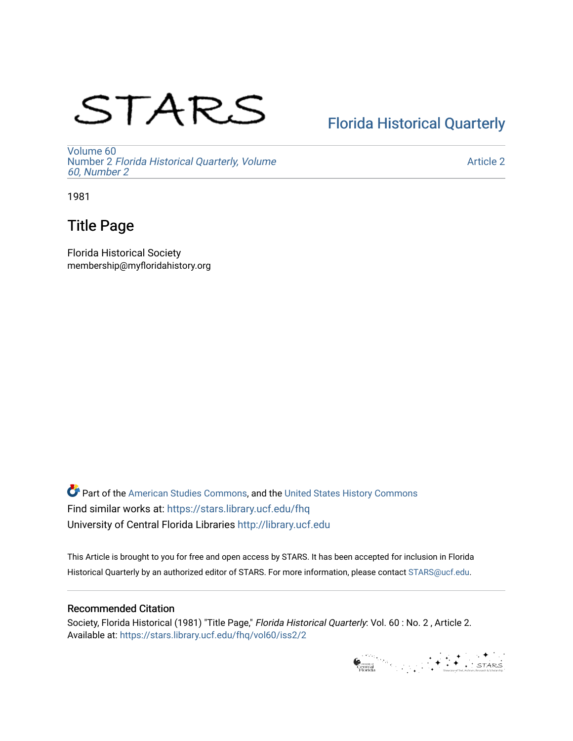STARS

Florida Historical Quarterly

Volume 60
Number 2 *Florida Historical Quarterly, Volume 60, Number 2*

Article 2

1981

# Title Page

Florida Historical Society
membership@myfloridahistory.org

Part of the American Studies Commons, and the United States History Commons
Find similar works at: https://stars.library.ucf.edu/fhq
University of Central Florida Libraries http://library.ucf.edu

This Article is brought to you for free and open access by STARS. It has been accepted for inclusion in Florida Historical Quarterly by an authorized editor of STARS. For more information, please contact STARS@ucf.edu.

## Recommended Citation

Society, Florida Historical (1981) "Title Page," *Florida Historical Quarterly*: Vol. 60 : No. 2 , Article 2.
Available at: https://stars.library.ucf.edu/fhq/vol60/iss2/2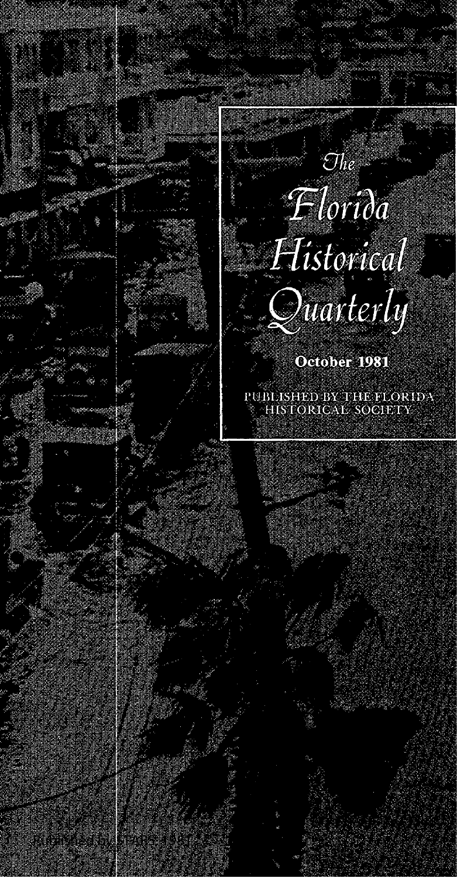# The Florida Historical Quarterly

**October 1981**

PUBLISHED BY THE FLORIDA HISTORICAL SOCIETY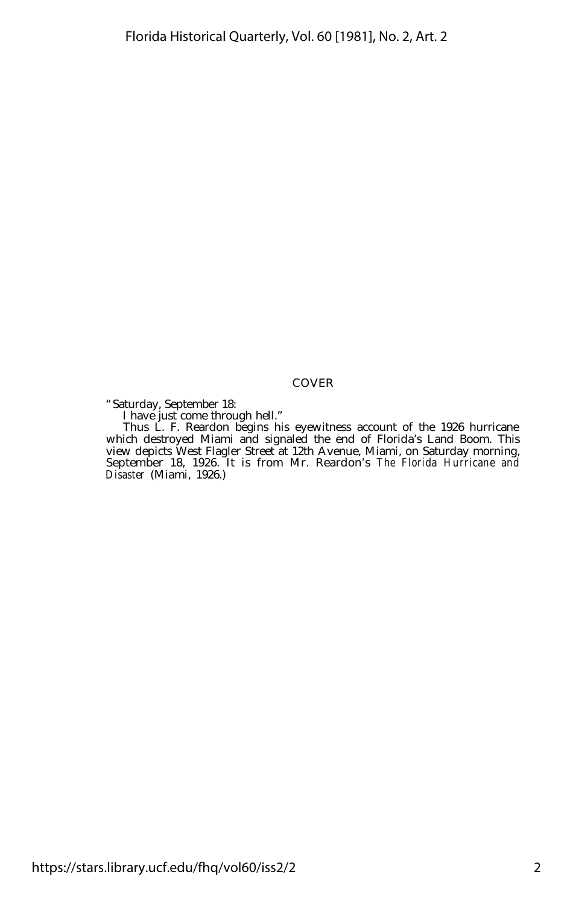COVER

"Saturday, September 18:

I have just come through hell."

Thus L. F. Reardon begins his eyewitness account of the 1926 hurricane which destroyed Miami and signaled the end of Florida's Land Boom. This view depicts West Flagler Street at 12th Avenue, Miami, on Saturday morning, September 18, 1926. It is from Mr. Reardon's *The Florida Hurricane and Disaster* (Miami, 1926.)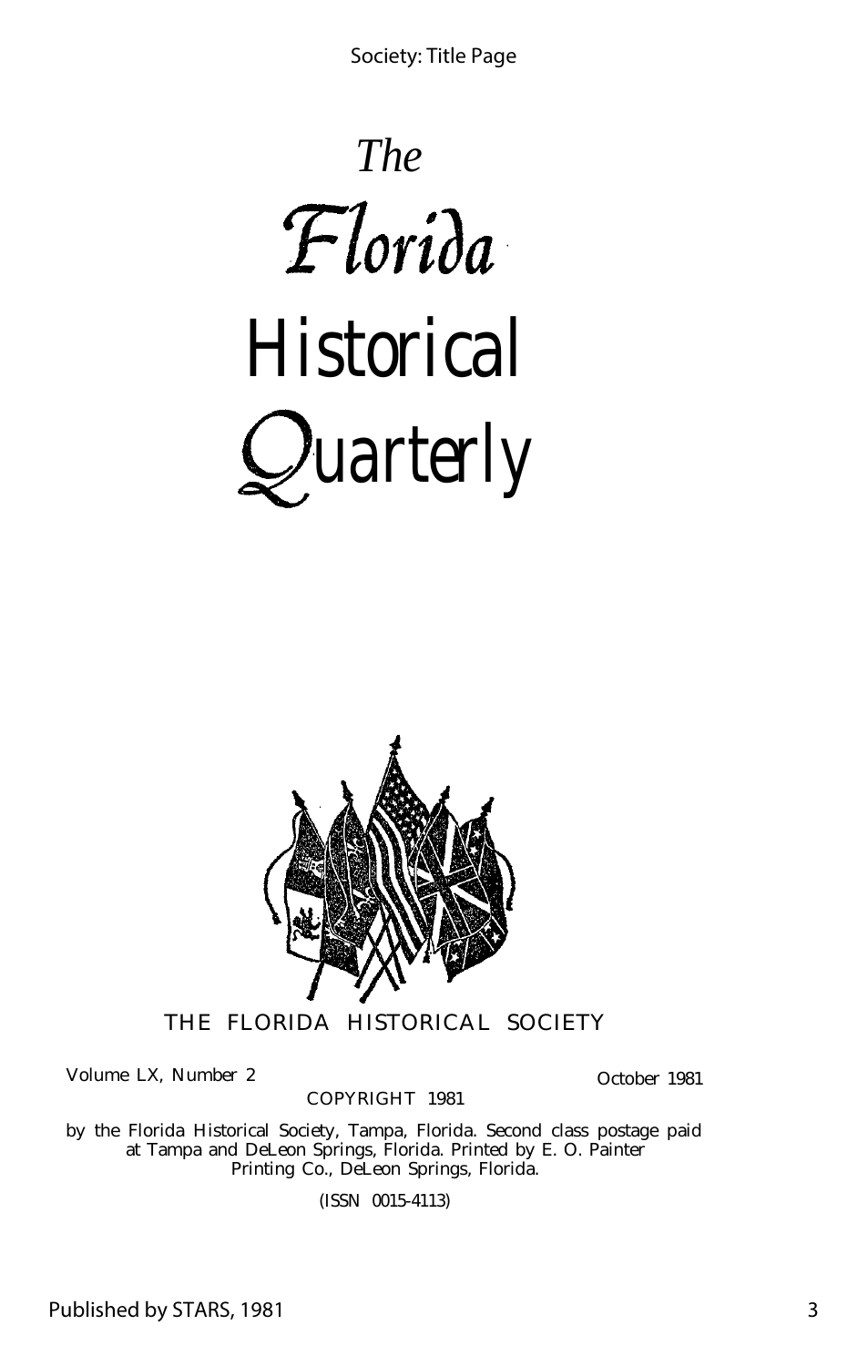# *The* Florida Historical Quarterly

THE FLORIDA HISTORICAL SOCIETY

Volume LX, Number 2

October 1981

COPYRIGHT 1981

by the Florida Historical Society, Tampa, Florida. Second class postage paid at Tampa and DeLeon Springs, Florida. Printed by E. O. Painter Printing Co., DeLeon Springs, Florida.

(ISSN 0015-4113)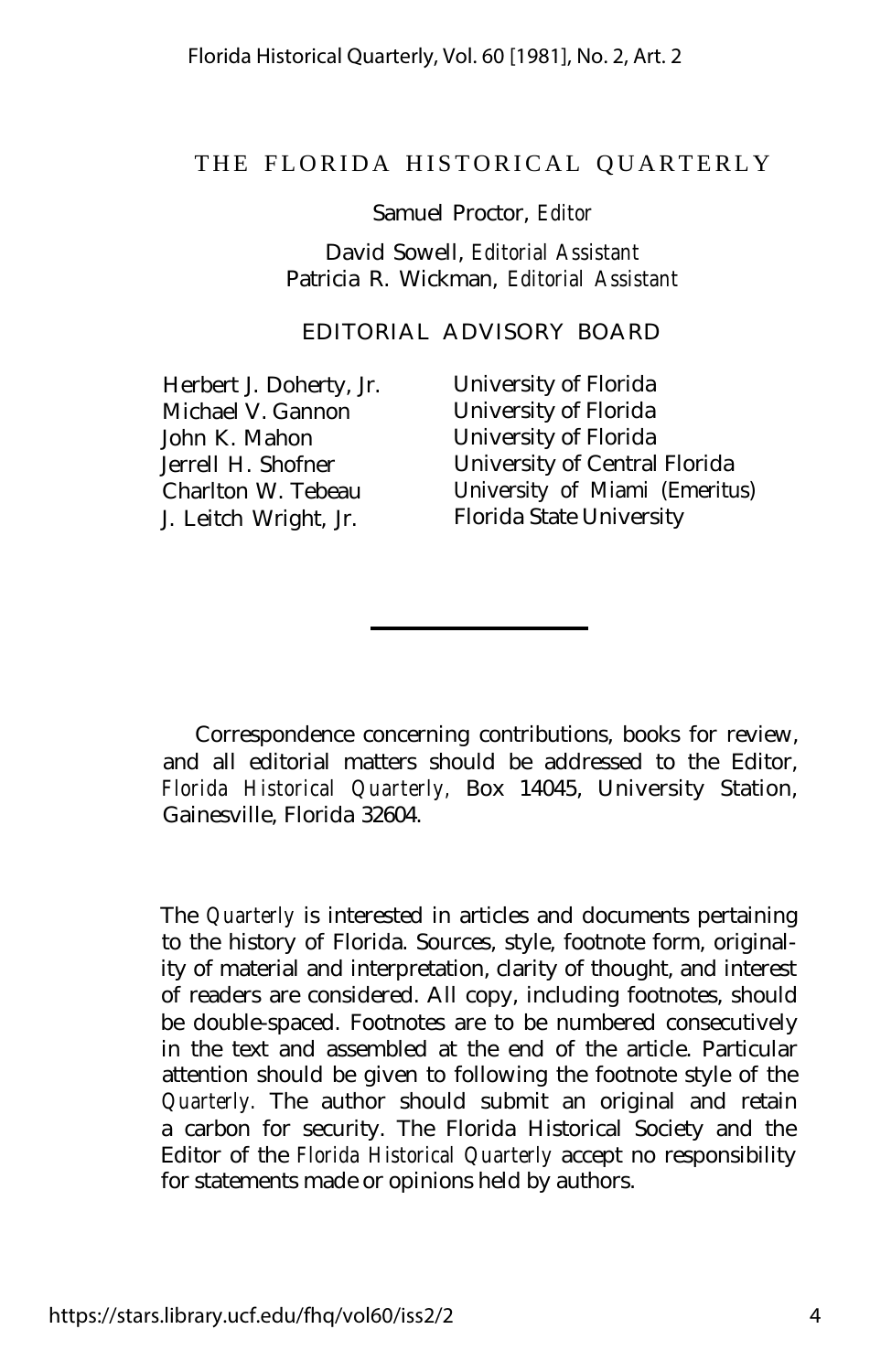# THE FLORIDA HISTORICAL QUARTERLY

Samuel Proctor, *Editor*

David Sowell, *Editorial Assistant*
Patricia R. Wickman, *Editorial Assistant*

## EDITORIAL ADVISORY BOARD

| | |
|---|---|
| Herbert J. Doherty, Jr. | University of Florida |
| Michael V. Gannon | University of Florida |
| John K. Mahon | University of Florida |
| Jerrell H. Shofner | University of Central Florida |
| Charlton W. Tebeau | University of Miami (Emeritus) |
| J. Leitch Wright, Jr. | Florida State University |

Correspondence concerning contributions, books for review, and all editorial matters should be addressed to the Editor, *Florida Historical Quarterly,* Box 14045, University Station, Gainesville, Florida 32604.

The *Quarterly* is interested in articles and documents pertaining to the history of Florida. Sources, style, footnote form, originality of material and interpretation, clarity of thought, and interest of readers are considered. All copy, including footnotes, should be double-spaced. Footnotes are to be numbered consecutively in the text and assembled at the end of the article. Particular attention should be given to following the footnote style of the *Quarterly.* The author should submit an original and retain a carbon for security. The Florida Historical Society and the Editor of the *Florida Historical Quarterly* accept no responsibility for statements made or opinions held by authors.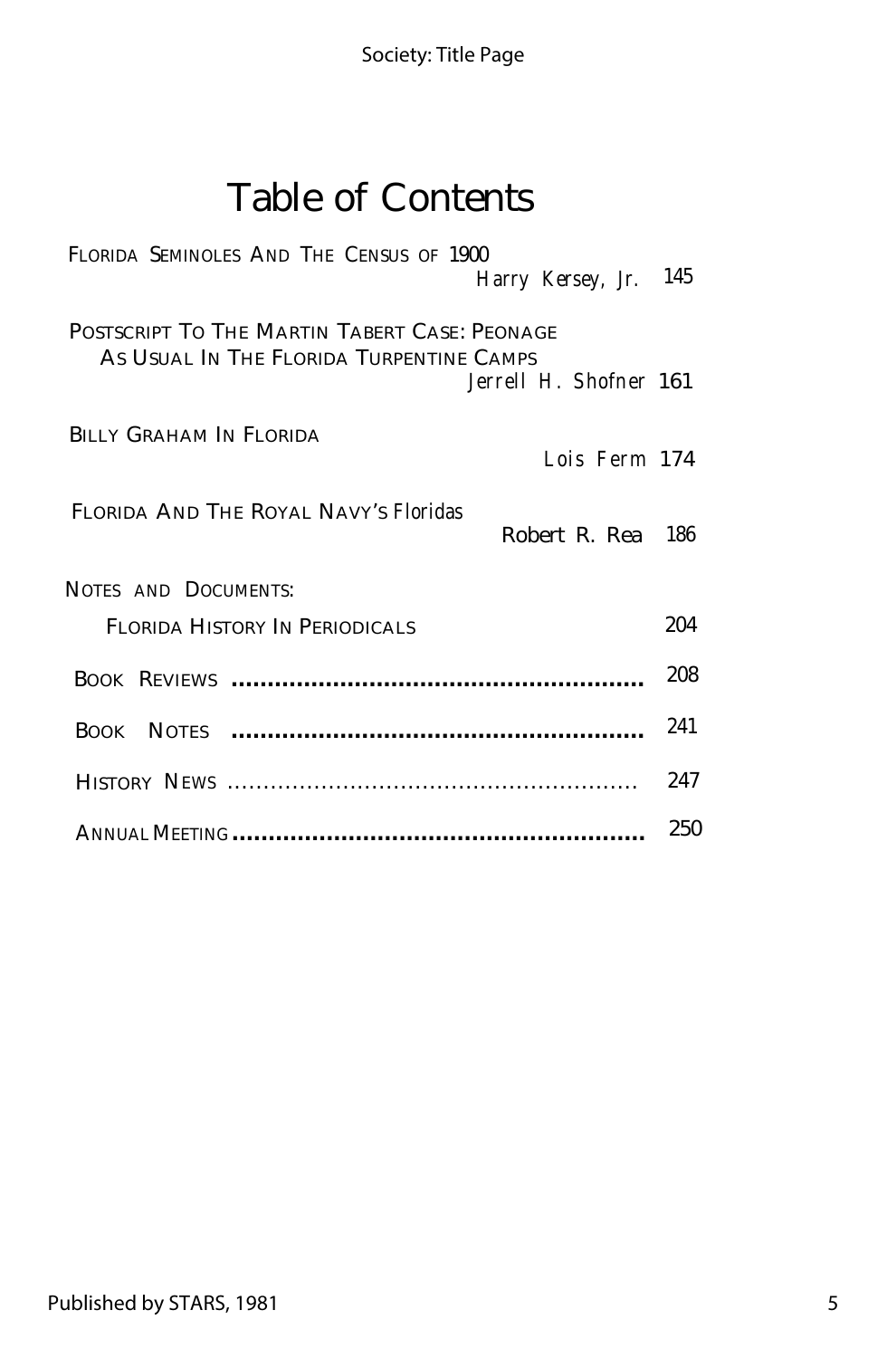# Table of Contents

FLORIDA SEMINOLES AND THE CENSUS OF 1900
*Harry Kersey, Jr.* 145

POSTSCRIPT TO THE MARTIN TABERT CASE: PEONAGE AS USUAL IN THE FLORIDA TURPENTINE CAMPS
*Jerrell H. Shofner* 161

BILLY GRAHAM IN FLORIDA
*Lois Ferm* 174

FLORIDA AND THE ROYAL NAVY'S *Floridas*
Robert R. Rea 186

NOTES AND DOCUMENTS:

FLORIDA HISTORY IN PERIODICALS 204

BOOK REVIEWS ........................................................ 208

BOOK NOTES ........................................................ 241

HISTORY NEWS ........................................................ 247

ANNUAL MEETING ........................................................ 250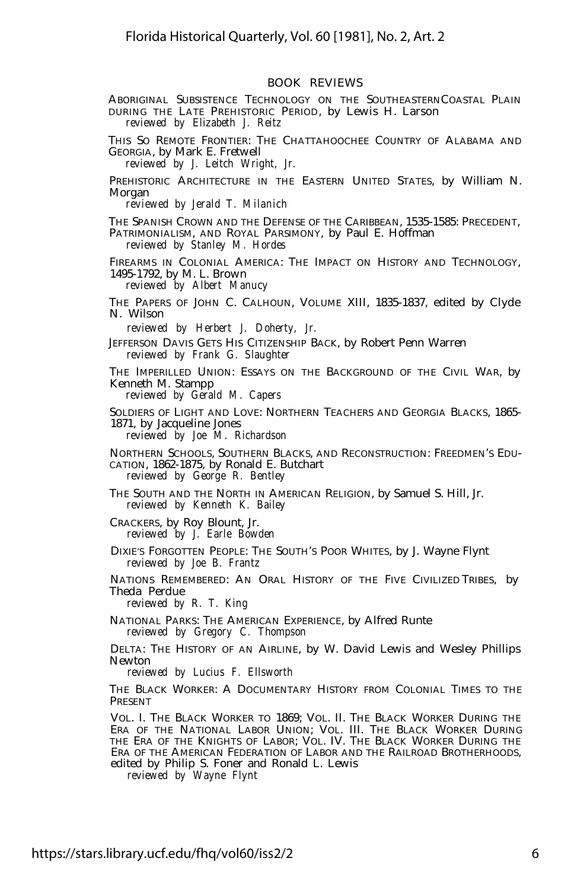## BOOK REVIEWS

ABORIGINAL SUBSISTENCE TECHNOLOGY ON THE SOUTHEASTERN COASTAL PLAIN DURING THE LATE PREHISTORIC PERIOD, by Lewis H. Larson
*reviewed by Elizabeth J. Reitz*

THIS SO REMOTE FRONTIER: THE CHATTAHOOCHEE COUNTRY OF ALABAMA AND GEORGIA, by Mark E. Fretwell
*reviewed by J. Leitch Wright, Jr.*

PREHISTORIC ARCHITECTURE IN THE EASTERN UNITED STATES, by William N. Morgan
*reviewed by Jerald T. Milanich*

THE SPANISH CROWN AND THE DEFENSE OF THE CARIBBEAN, 1535-1585: PRECEDENT, PATRIMONIALISM, AND ROYAL PARSIMONY, by Paul E. Hoffman
*reviewed by Stanley M. Hordes*

FIREARMS IN COLONIAL AMERICA: THE IMPACT ON HISTORY AND TECHNOLOGY, 1495-1792, by M. L. Brown
*reviewed by Albert Manucy*

THE PAPERS OF JOHN C. CALHOUN, VOLUME XIII, 1835-1837, edited by Clyde N. Wilson
*reviewed by Herbert J. Doherty, Jr.*

JEFFERSON DAVIS GETS HIS CITIZENSHIP BACK, by Robert Penn Warren
*reviewed by Frank G. Slaughter*

THE IMPERILLED UNION: ESSAYS ON THE BACKGROUND OF THE CIVIL WAR, by Kenneth M. Stampp
*reviewed by Gerald M. Capers*

SOLDIERS OF LIGHT AND LOVE: NORTHERN TEACHERS AND GEORGIA BLACKS, 1865-1871, by Jacqueline Jones
*reviewed by Joe M. Richardson*

NORTHERN SCHOOLS, SOUTHERN BLACKS, AND RECONSTRUCTION: FREEDMEN'S EDUCATION, 1862-1875, by Ronald E. Butchart
*reviewed by George R. Bentley*

THE SOUTH AND THE NORTH IN AMERICAN RELIGION, by Samuel S. Hill, Jr.
*reviewed by Kenneth K. Bailey*

CRACKERS, by Roy Blount, Jr.
*reviewed by J. Earle Bowden*

DIXIE'S FORGOTTEN PEOPLE: THE SOUTH'S POOR WHITES, by J. Wayne Flynt
*reviewed by Joe B. Frantz*

NATIONS REMEMBERED: AN ORAL HISTORY OF THE FIVE CIVILIZED TRIBES, by Theda Perdue
*reviewed by R. T. King*

NATIONAL PARKS: THE AMERICAN EXPERIENCE, by Alfred Runte
*reviewed by Gregory C. Thompson*

DELTA: THE HISTORY OF AN AIRLINE, by W. David Lewis and Wesley Phillips Newton
*reviewed by Lucius F. Ellsworth*

THE BLACK WORKER: A DOCUMENTARY HISTORY FROM COLONIAL TIMES TO THE PRESENT

VOL. I. THE BLACK WORKER TO 1869; VOL. II. THE BLACK WORKER DURING THE ERA OF THE NATIONAL LABOR UNION; VOL. III. THE BLACK WORKER DURING THE ERA OF THE KNIGHTS OF LABOR; VOL. IV. THE BLACK WORKER DURING THE ERA OF THE AMERICAN FEDERATION OF LABOR AND THE RAILROAD BROTHERHOODS, edited by Philip S. Foner and Ronald L. Lewis
*reviewed by Wayne Flynt*